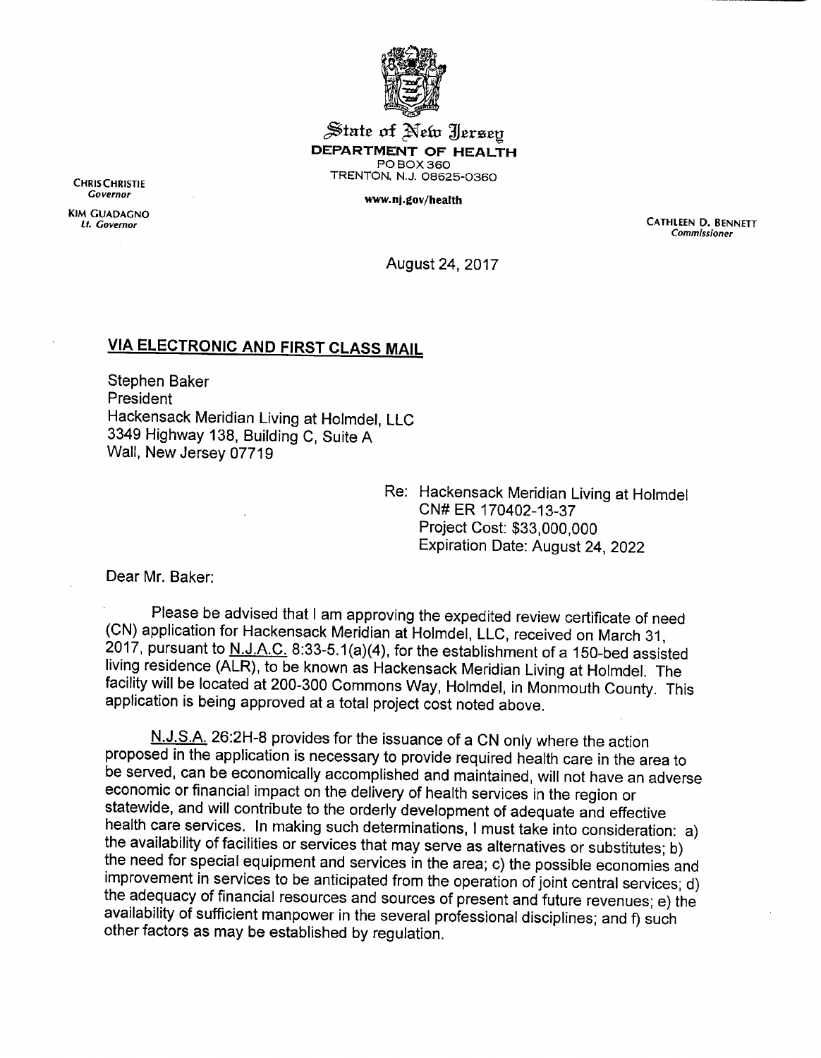State of New Jersey
**DEPARTMENT OF HEALTH**
PO BOX 360
TRENTON, N.J. 08625-0360

www.nj.gov/health

CHRIS CHRISTIE
*Governor*

KIM GUADAGNO
*Lt. Governor*

CATHLEEN D. BENNETT
*Commissioner*

August 24, 2017

**VIA ELECTRONIC AND FIRST CLASS MAIL**

Stephen Baker
President
Hackensack Meridian Living at Holmdel, LLC
3349 Highway 138, Building C, Suite A
Wall, New Jersey 07719

Re: Hackensack Meridian Living at Holmdel
CN# ER 170402-13-37
Project Cost: $33,000,000
Expiration Date: August 24, 2022

Dear Mr. Baker:

Please be advised that I am approving the expedited review certificate of need (CN) application for Hackensack Meridian at Holmdel, LLC, received on March 31, 2017, pursuant to N.J.A.C. 8:33-5.1(a)(4), for the establishment of a 150-bed assisted living residence (ALR), to be known as Hackensack Meridian Living at Holmdel. The facility will be located at 200-300 Commons Way, Holmdel, in Monmouth County. This application is being approved at a total project cost noted above.

N.J.S.A. 26:2H-8 provides for the issuance of a CN only where the action proposed in the application is necessary to provide required health care in the area to be served, can be economically accomplished and maintained, will not have an adverse economic or financial impact on the delivery of health services in the region or statewide, and will contribute to the orderly development of adequate and effective health care services. In making such determinations, I must take into consideration: a) the availability of facilities or services that may serve as alternatives or substitutes; b) the need for special equipment and services in the area; c) the possible economies and improvement in services to be anticipated from the operation of joint central services; d) the adequacy of financial resources and sources of present and future revenues; e) the availability of sufficient manpower in the several professional disciplines; and f) such other factors as may be established by regulation.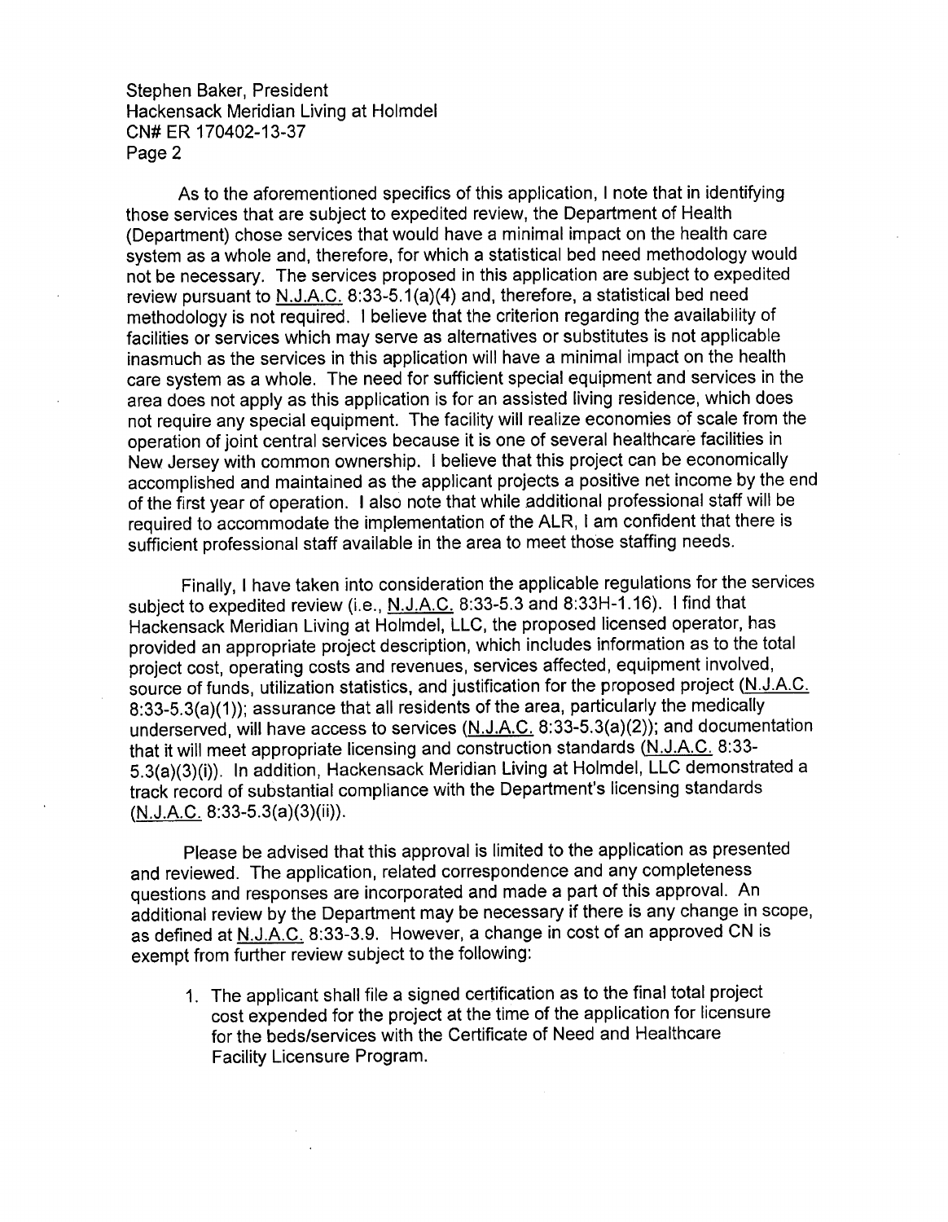Stephen Baker, President
Hackensack Meridian Living at Holmdel
CN# ER 170402-13-37
Page 2

As to the aforementioned specifics of this application, I note that in identifying those services that are subject to expedited review, the Department of Health (Department) chose services that would have a minimal impact on the health care system as a whole and, therefore, for which a statistical bed need methodology would not be necessary. The services proposed in this application are subject to expedited review pursuant to N.J.A.C. 8:33-5.1(a)(4) and, therefore, a statistical bed need methodology is not required. I believe that the criterion regarding the availability of facilities or services which may serve as alternatives or substitutes is not applicable inasmuch as the services in this application will have a minimal impact on the health care system as a whole. The need for sufficient special equipment and services in the area does not apply as this application is for an assisted living residence, which does not require any special equipment. The facility will realize economies of scale from the operation of joint central services because it is one of several healthcare facilities in New Jersey with common ownership. I believe that this project can be economically accomplished and maintained as the applicant projects a positive net income by the end of the first year of operation. I also note that while additional professional staff will be required to accommodate the implementation of the ALR, I am confident that there is sufficient professional staff available in the area to meet those staffing needs.

Finally, I have taken into consideration the applicable regulations for the services subject to expedited review (i.e., N.J.A.C. 8:33-5.3 and 8:33H-1.16). I find that Hackensack Meridian Living at Holmdel, LLC, the proposed licensed operator, has provided an appropriate project description, which includes information as to the total project cost, operating costs and revenues, services affected, equipment involved, source of funds, utilization statistics, and justification for the proposed project (N.J.A.C. 8:33-5.3(a)(1)); assurance that all residents of the area, particularly the medically underserved, will have access to services (N.J.A.C. 8:33-5.3(a)(2)); and documentation that it will meet appropriate licensing and construction standards (N.J.A.C. 8:33-5.3(a)(3)(i)). In addition, Hackensack Meridian Living at Holmdel, LLC demonstrated a track record of substantial compliance with the Department's licensing standards (N.J.A.C. 8:33-5.3(a)(3)(ii)).

Please be advised that this approval is limited to the application as presented and reviewed. The application, related correspondence and any completeness questions and responses are incorporated and made a part of this approval. An additional review by the Department may be necessary if there is any change in scope, as defined at N.J.A.C. 8:33-3.9. However, a change in cost of an approved CN is exempt from further review subject to the following:

1. The applicant shall file a signed certification as to the final total project cost expended for the project at the time of the application for licensure for the beds/services with the Certificate of Need and Healthcare Facility Licensure Program.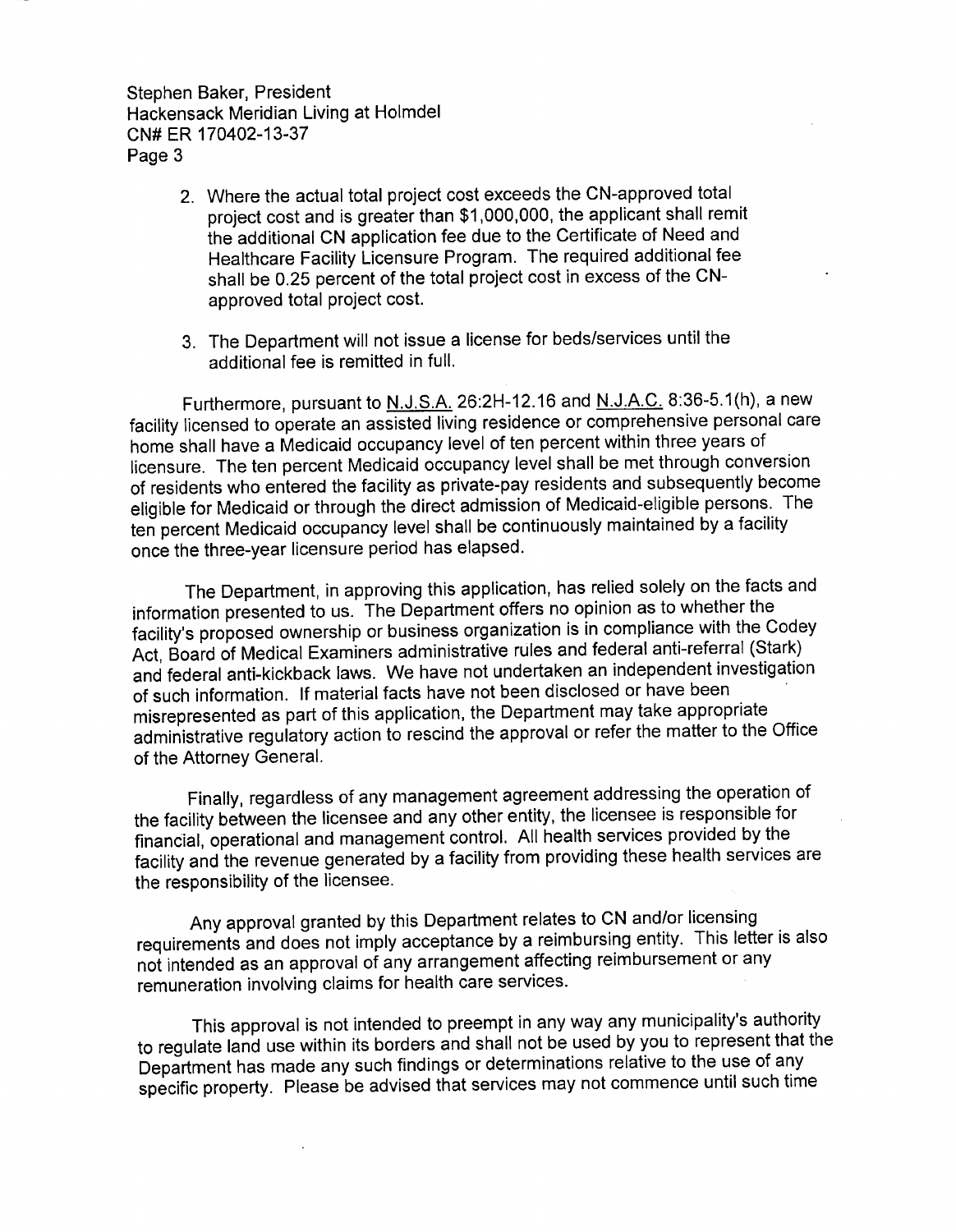2. Where the actual total project cost exceeds the CN-approved total project cost and is greater than $1,000,000, the applicant shall remit the additional CN application fee due to the Certificate of Need and Healthcare Facility Licensure Program. The required additional fee shall be 0.25 percent of the total project cost in excess of the CN-approved total project cost.

3. The Department will not issue a license for beds/services until the additional fee is remitted in full.

Furthermore, pursuant to N.J.S.A. 26:2H-12.16 and N.J.A.C. 8:36-5.1(h), a new facility licensed to operate an assisted living residence or comprehensive personal care home shall have a Medicaid occupancy level of ten percent within three years of licensure. The ten percent Medicaid occupancy level shall be met through conversion of residents who entered the facility as private-pay residents and subsequently become eligible for Medicaid or through the direct admission of Medicaid-eligible persons. The ten percent Medicaid occupancy level shall be continuously maintained by a facility once the three-year licensure period has elapsed.

The Department, in approving this application, has relied solely on the facts and information presented to us. The Department offers no opinion as to whether the facility's proposed ownership or business organization is in compliance with the Codey Act, Board of Medical Examiners administrative rules and federal anti-referral (Stark) and federal anti-kickback laws. We have not undertaken an independent investigation of such information. If material facts have not been disclosed or have been misrepresented as part of this application, the Department may take appropriate administrative regulatory action to rescind the approval or refer the matter to the Office of the Attorney General.

Finally, regardless of any management agreement addressing the operation of the facility between the licensee and any other entity, the licensee is responsible for financial, operational and management control. All health services provided by the facility and the revenue generated by a facility from providing these health services are the responsibility of the licensee.

Any approval granted by this Department relates to CN and/or licensing requirements and does not imply acceptance by a reimbursing entity. This letter is also not intended as an approval of any arrangement affecting reimbursement or any remuneration involving claims for health care services.

This approval is not intended to preempt in any way any municipality's authority to regulate land use within its borders and shall not be used by you to represent that the Department has made any such findings or determinations relative to the use of any specific property. Please be advised that services may not commence until such time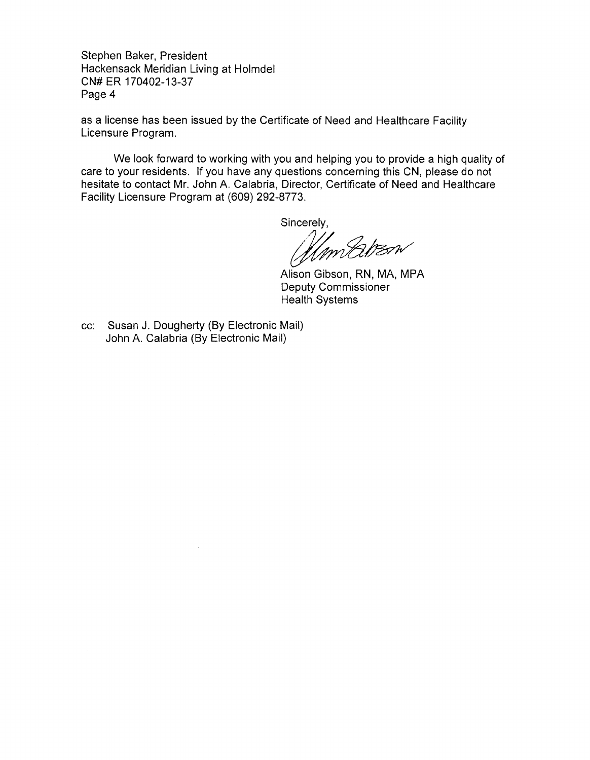Stephen Baker, President
Hackensack Meridian Living at Holmdel
CN# ER 170402-13-37
Page 4

as a license has been issued by the Certificate of Need and Healthcare Facility Licensure Program.

We look forward to working with you and helping you to provide a high quality of care to your residents. If you have any questions concerning this CN, please do not hesitate to contact Mr. John A. Calabria, Director, Certificate of Need and Healthcare Facility Licensure Program at (609) 292-8773.

Sincerely,

Alison Gibson, RN, MA, MPA
Deputy Commissioner
Health Systems

cc: Susan J. Dougherty (By Electronic Mail)
John A. Calabria (By Electronic Mail)